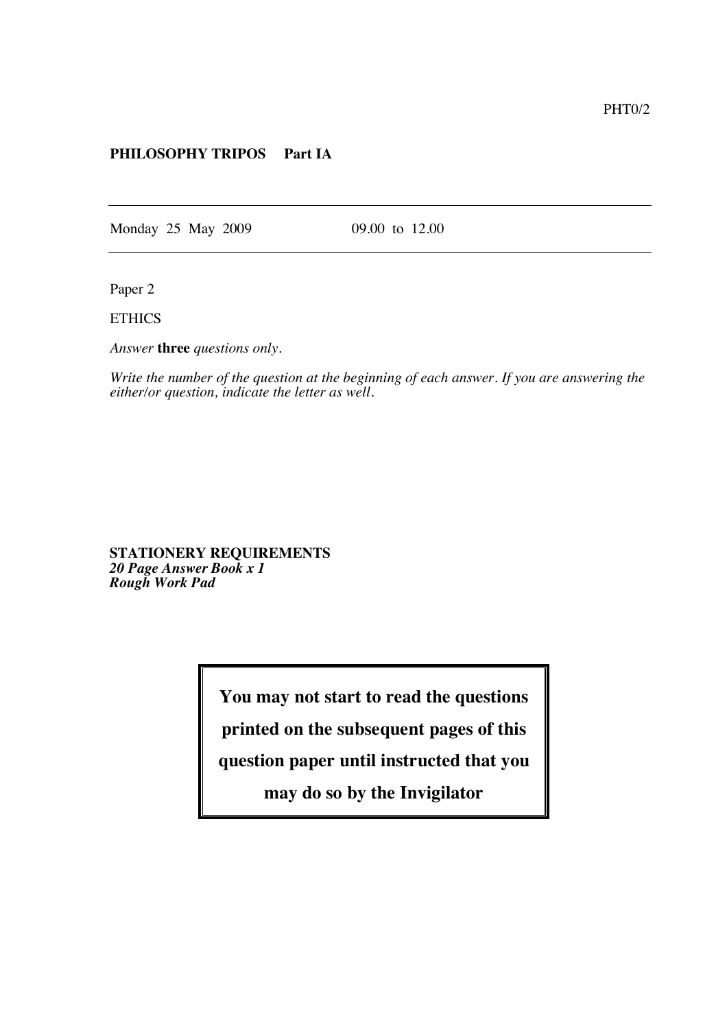PHT0/2

**PHILOSOPHY TRIPOS Part IA**

---

Monday 25 May 2009 09.00 to 12.00

---

Paper 2

ETHICS

*Answer* **three** *questions only.*

*Write the number of the question at the beginning of each answer. If you are answering the either/or question, indicate the letter as well.*

**STATIONERY REQUIREMENTS**
***20 Page Answer Book x 1***
***Rough Work Pad***

**You may not start to read the questions printed on the subsequent pages of this question paper until instructed that you may do so by the Invigilator**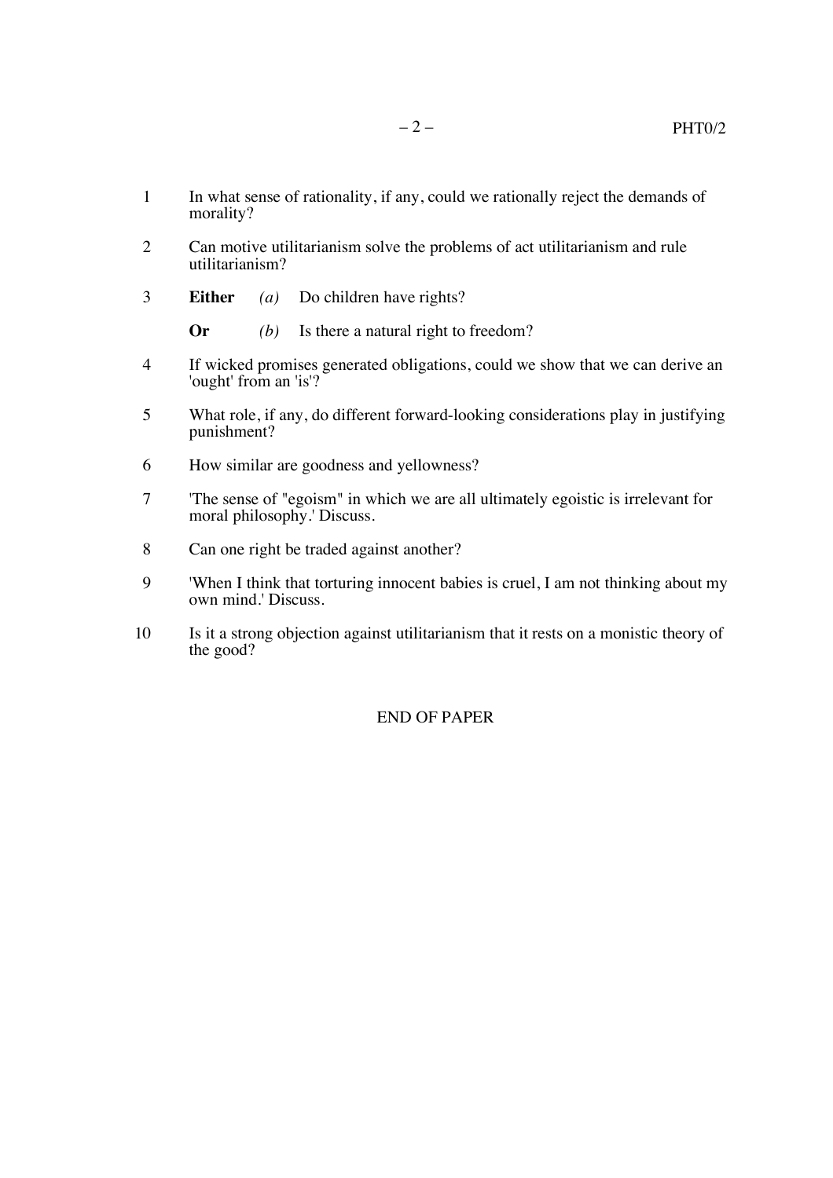1. In what sense of rationality, if any, could we rationally reject the demands of morality?

2. Can motive utilitarianism solve the problems of act utilitarianism and rule utilitarianism?

3. **Either** *(a)* Do children have rights?

   **Or** *(b)* Is there a natural right to freedom?

4. If wicked promises generated obligations, could we show that we can derive an 'ought' from an 'is'?

5. What role, if any, do different forward-looking considerations play in justifying punishment?

6. How similar are goodness and yellowness?

7. 'The sense of "egoism" in which we are all ultimately egoistic is irrelevant for moral philosophy.' Discuss.

8. Can one right be traded against another?

9. 'When I think that torturing innocent babies is cruel, I am not thinking about my own mind.' Discuss.

10. Is it a strong objection against utilitarianism that it rests on a monistic theory of the good?

END OF PAPER